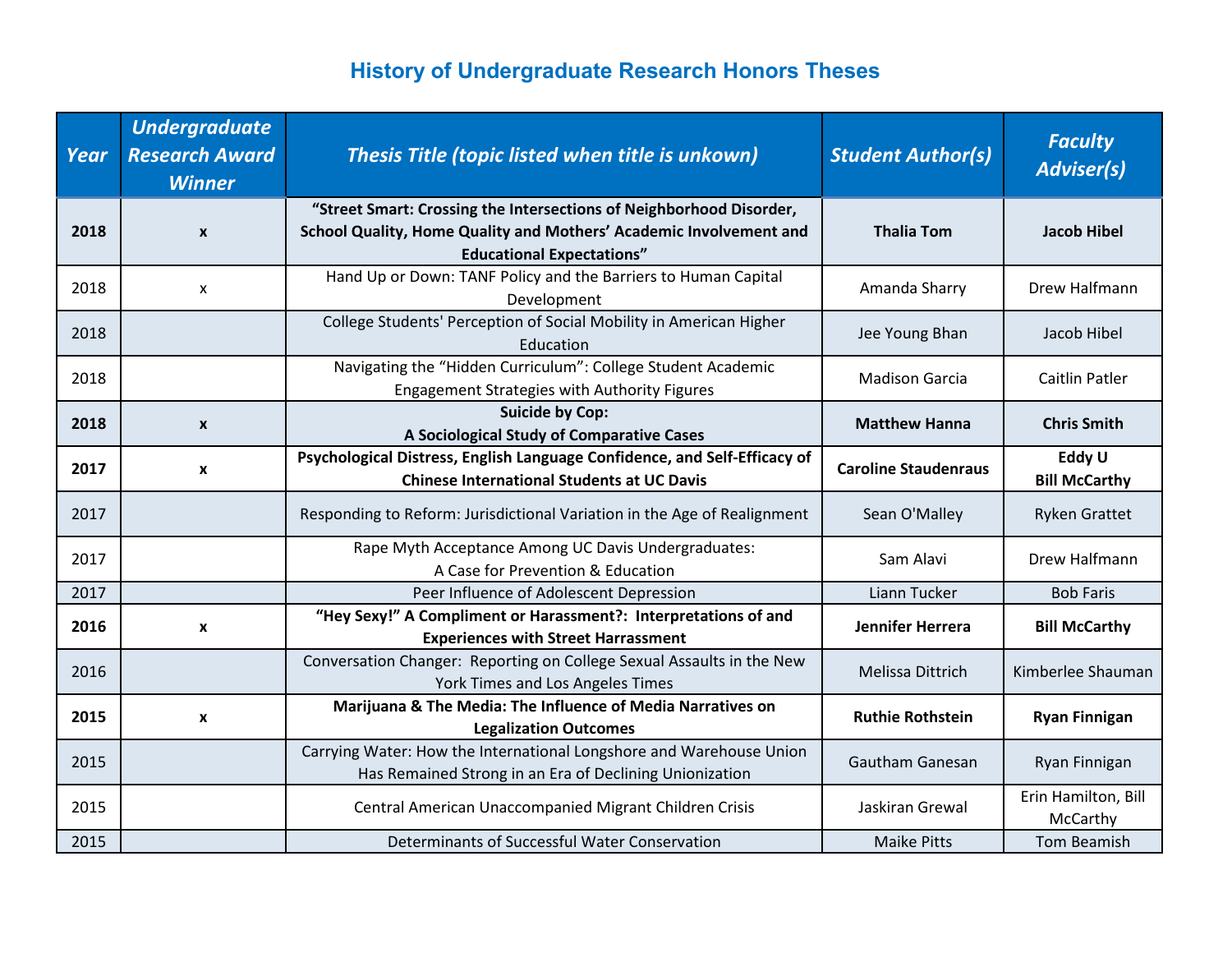# History of Undergraduate Research Honors Theses

| *Year* | *Undergraduate Research Award Winner* | *Thesis Title (topic listed when title is unkown)* | *Student Author(s)* | *Faculty Adviser(s)* |
|---|---|---|---|---|
| **2018** | **x** | **"Street Smart: Crossing the Intersections of Neighborhood Disorder, School Quality, Home Quality and Mothers' Academic Involvement and Educational Expectations"** | **Thalia Tom** | **Jacob Hibel** |
| 2018 | x | Hand Up or Down: TANF Policy and the Barriers to Human Capital Development | Amanda Sharry | Drew Halfmann |
| 2018 | | College Students' Perception of Social Mobility in American Higher Education | Jee Young Bhan | Jacob Hibel |
| 2018 | | Navigating the "Hidden Curriculum": College Student Academic Engagement Strategies with Authority Figures | Madison Garcia | Caitlin Patler |
| **2018** | **x** | **Suicide by Cop: A Sociological Study of Comparative Cases** | **Matthew Hanna** | **Chris Smith** |
| **2017** | **x** | **Psychological Distress, English Language Confidence, and Self-Efficacy of Chinese International Students at UC Davis** | **Caroline Staudenraus** | **Eddy U Bill McCarthy** |
| 2017 | | Responding to Reform: Jurisdictional Variation in the Age of Realignment | Sean O'Malley | Ryken Grattet |
| 2017 | | Rape Myth Acceptance Among UC Davis Undergraduates: A Case for Prevention & Education | Sam Alavi | Drew Halfmann |
| 2017 | | Peer Influence of Adolescent Depression | Liann Tucker | Bob Faris |
| **2016** | **x** | **"Hey Sexy!" A Compliment or Harassment?: Interpretations of and Experiences with Street Harrassment** | **Jennifer Herrera** | **Bill McCarthy** |
| 2016 | | Conversation Changer: Reporting on College Sexual Assaults in the New York Times and Los Angeles Times | Melissa Dittrich | Kimberlee Shauman |
| **2015** | **x** | **Marijuana & The Media: The Influence of Media Narratives on Legalization Outcomes** | **Ruthie Rothstein** | **Ryan Finnigan** |
| 2015 | | Carrying Water: How the International Longshore and Warehouse Union Has Remained Strong in an Era of Declining Unionization | Gautham Ganesan | Ryan Finnigan |
| 2015 | | Central American Unaccompanied Migrant Children Crisis | Jaskiran Grewal | Erin Hamilton, Bill McCarthy |
| 2015 | | Determinants of Successful Water Conservation | Maike Pitts | Tom Beamish |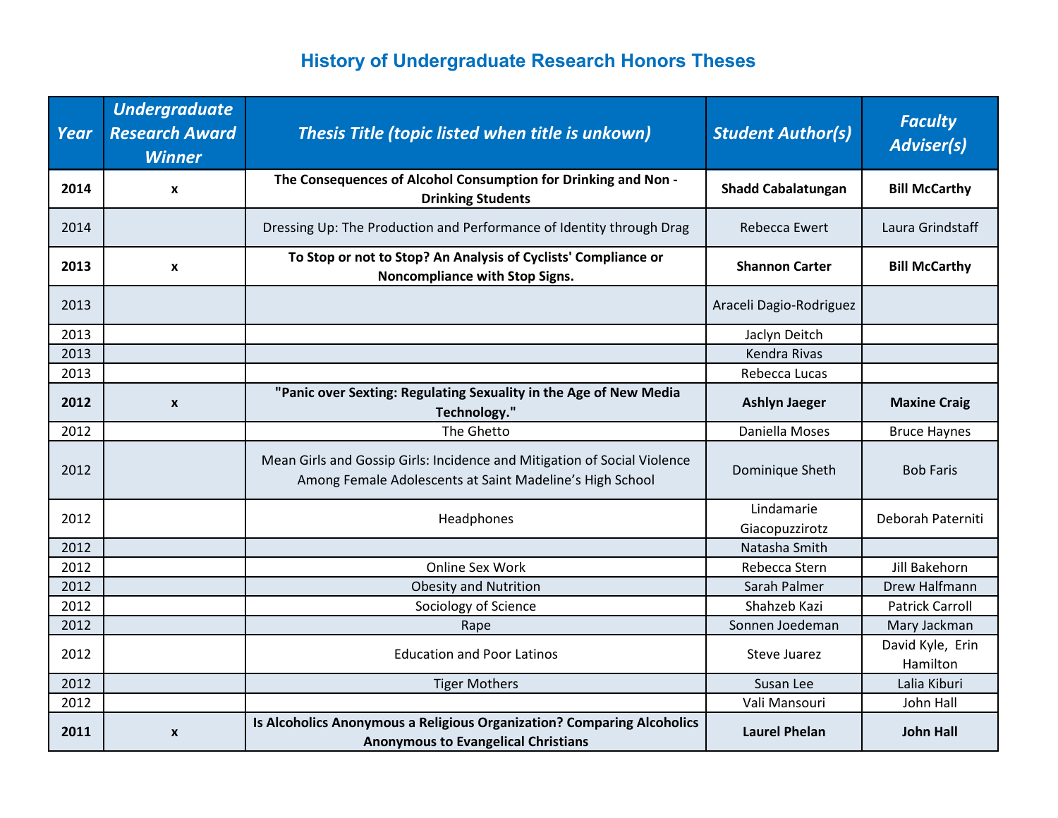# History of Undergraduate Research Honors Theses

| *Year* | *Undergraduate Research Award Winner* | *Thesis Title (topic listed when title is unkown)* | *Student Author(s)* | *Faculty Adviser(s)* |
|---|---|---|---|---|
| **2014** | **x** | **The Consequences of Alcohol Consumption for Drinking and Non - Drinking Students** | **Shadd Cabalatungan** | **Bill McCarthy** |
| 2014 | | Dressing Up: The Production and Performance of Identity through Drag | Rebecca Ewert | Laura Grindstaff |
| **2013** | **x** | **To Stop or not to Stop? An Analysis of Cyclists' Compliance or Noncompliance with Stop Signs.** | **Shannon Carter** | **Bill McCarthy** |
| 2013 | | | Araceli Dagio-Rodriguez | |
| 2013 | | | Jaclyn Deitch | |
| 2013 | | | Kendra Rivas | |
| 2013 | | | Rebecca Lucas | |
| **2012** | **x** | **"Panic over Sexting: Regulating Sexuality in the Age of New Media Technology."** | **Ashlyn Jaeger** | **Maxine Craig** |
| 2012 | | The Ghetto | Daniella Moses | Bruce Haynes |
| 2012 | | Mean Girls and Gossip Girls: Incidence and Mitigation of Social Violence Among Female Adolescents at Saint Madeline's High School | Dominique Sheth | Bob Faris |
| 2012 | | Headphones | Lindamarie Giacopuzzirotz | Deborah Paterniti |
| 2012 | | | Natasha Smith | |
| 2012 | | Online Sex Work | Rebecca Stern | Jill Bakehorn |
| 2012 | | Obesity and Nutrition | Sarah Palmer | Drew Halfmann |
| 2012 | | Sociology of Science | Shahzeb Kazi | Patrick Carroll |
| 2012 | | Rape | Sonnen Joedeman | Mary Jackman |
| 2012 | | Education and Poor Latinos | Steve Juarez | David Kyle, Erin Hamilton |
| 2012 | | Tiger Mothers | Susan Lee | Lalia Kiburi |
| 2012 | | | Vali Mansouri | John Hall |
| **2011** | **x** | **Is Alcoholics Anonymous a Religious Organization? Comparing Alcoholics Anonymous to Evangelical Christians** | **Laurel Phelan** | **John Hall** |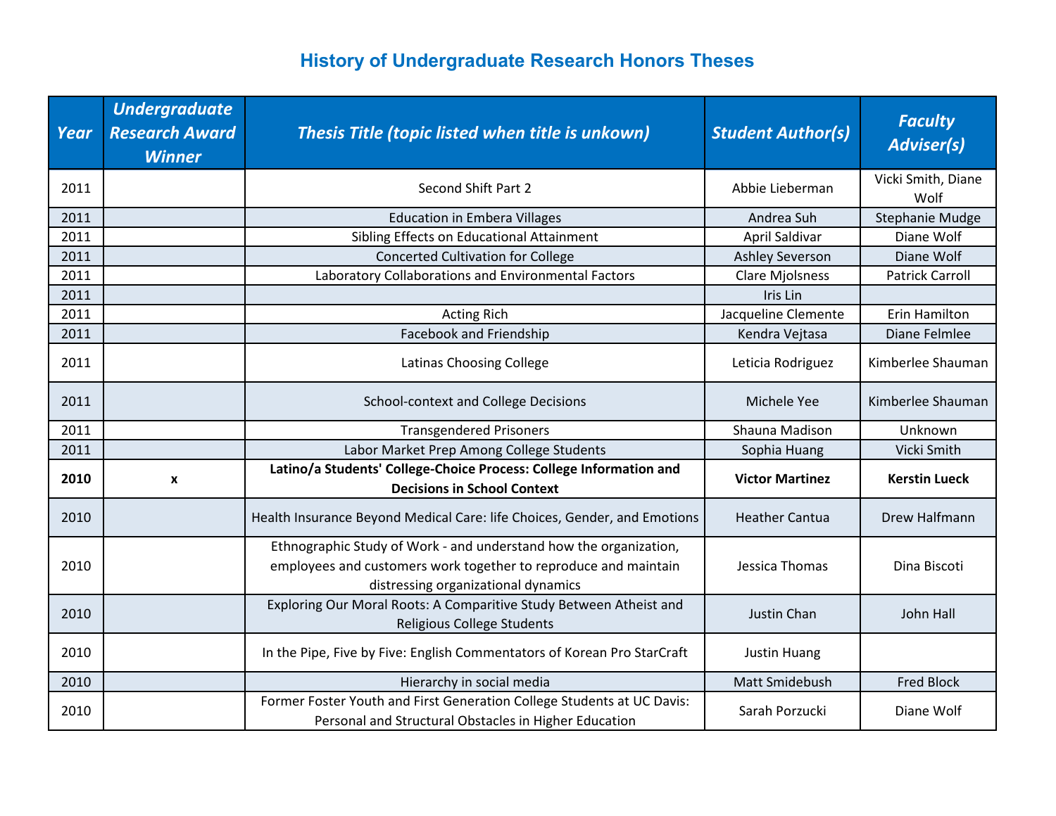# History of Undergraduate Research Honors Theses

| Year | Undergraduate Research Award Winner | Thesis Title (topic listed when title is unkown) | Student Author(s) | Faculty Adviser(s) |
|---|---|---|---|---|
| 2011 | | Second Shift Part 2 | Abbie Lieberman | Vicki Smith, Diane Wolf |
| 2011 | | Education in Embera Villages | Andrea Suh | Stephanie Mudge |
| 2011 | | Sibling Effects on Educational Attainment | April Saldivar | Diane Wolf |
| 2011 | | Concerted Cultivation for College | Ashley Severson | Diane Wolf |
| 2011 | | Laboratory Collaborations and Environmental Factors | Clare Mjolsness | Patrick Carroll |
| 2011 | | | Iris Lin | |
| 2011 | | Acting Rich | Jacqueline Clemente | Erin Hamilton |
| 2011 | | Facebook and Friendship | Kendra Vejtasa | Diane Felmlee |
| 2011 | | Latinas Choosing College | Leticia Rodriguez | Kimberlee Shauman |
| 2011 | | School-context and College Decisions | Michele Yee | Kimberlee Shauman |
| 2011 | | Transgendered Prisoners | Shauna Madison | Unknown |
| 2011 | | Labor Market Prep Among College Students | Sophia Huang | Vicki Smith |
| **2010** | **x** | **Latino/a Students' College-Choice Process: College Information and Decisions in School Context** | **Victor Martinez** | **Kerstin Lueck** |
| 2010 | | Health Insurance Beyond Medical Care: life Choices, Gender, and Emotions | Heather Cantua | Drew Halfmann |
| 2010 | | Ethnographic Study of Work - and understand how the organization, employees and customers work together to reproduce and maintain distressing organizational dynamics | Jessica Thomas | Dina Biscoti |
| 2010 | | Exploring Our Moral Roots: A Comparitive Study Between Atheist and Religious College Students | Justin Chan | John Hall |
| 2010 | | In the Pipe, Five by Five: English Commentators of Korean Pro StarCraft | Justin Huang | |
| 2010 | | Hierarchy in social media | Matt Smidebush | Fred Block |
| 2010 | | Former Foster Youth and First Generation College Students at UC Davis: Personal and Structural Obstacles in Higher Education | Sarah Porzucki | Diane Wolf |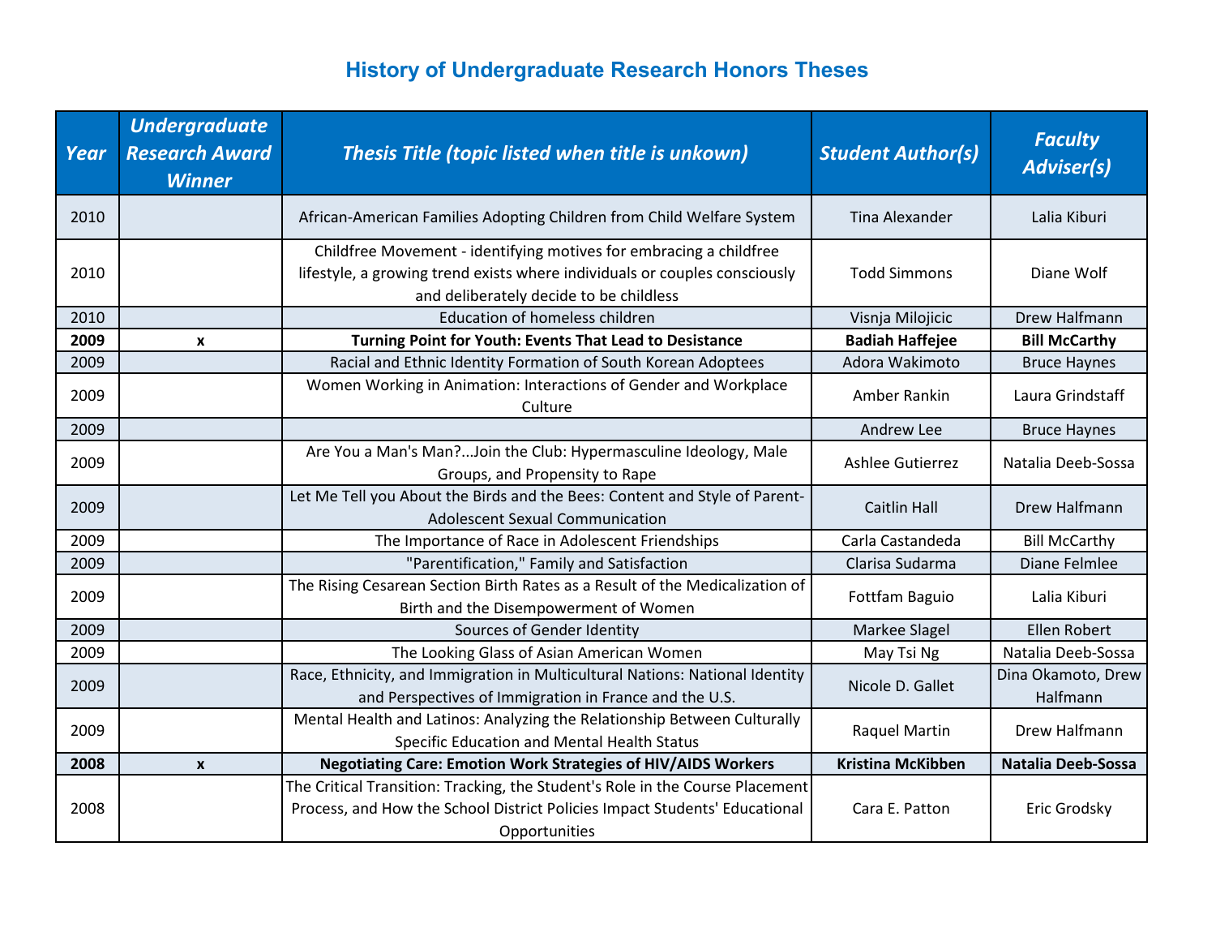# History of Undergraduate Research Honors Theses

| Year | Undergraduate Research Award Winner | Thesis Title (topic listed when title is unkown) | Student Author(s) | Faculty Adviser(s) |
|---|---|---|---|---|
| 2010 | | African-American Families Adopting Children from Child Welfare System | Tina Alexander | Lalia Kiburi |
| 2010 | | Childfree Movement - identifying motives for embracing a childfree lifestyle, a growing trend exists where individuals or couples consciously and deliberately decide to be childless | Todd Simmons | Diane Wolf |
| 2010 | | Education of homeless children | Visnja Milojicic | Drew Halfmann |
| **2009** | **x** | **Turning Point for Youth: Events That Lead to Desistance** | **Badiah Haffejee** | **Bill McCarthy** |
| 2009 | | Racial and Ethnic Identity Formation of South Korean Adoptees | Adora Wakimoto | Bruce Haynes |
| 2009 | | Women Working in Animation: Interactions of Gender and Workplace Culture | Amber Rankin | Laura Grindstaff |
| 2009 | | | Andrew Lee | Bruce Haynes |
| 2009 | | Are You a Man's Man?...Join the Club: Hypermasculine Ideology, Male Groups, and Propensity to Rape | Ashlee Gutierrez | Natalia Deeb-Sossa |
| 2009 | | Let Me Tell you About the Birds and the Bees: Content and Style of Parent-Adolescent Sexual Communication | Caitlin Hall | Drew Halfmann |
| 2009 | | The Importance of Race in Adolescent Friendships | Carla Castandeda | Bill McCarthy |
| 2009 | | "Parentification," Family and Satisfaction | Clarisa Sudarma | Diane Felmlee |
| 2009 | | The Rising Cesarean Section Birth Rates as a Result of the Medicalization of Birth and the Disempowerment of Women | Fottfam Baguio | Lalia Kiburi |
| 2009 | | Sources of Gender Identity | Markee Slagel | Ellen Robert |
| 2009 | | The Looking Glass of Asian American Women | May Tsi Ng | Natalia Deeb-Sossa |
| 2009 | | Race, Ethnicity, and Immigration in Multicultural Nations: National Identity and Perspectives of Immigration in France and the U.S. | Nicole D. Gallet | Dina Okamoto, Drew Halfmann |
| 2009 | | Mental Health and Latinos: Analyzing the Relationship Between Culturally Specific Education and Mental Health Status | Raquel Martin | Drew Halfmann |
| **2008** | **x** | **Negotiating Care: Emotion Work Strategies of HIV/AIDS Workers** | **Kristina McKibben** | **Natalia Deeb-Sossa** |
| 2008 | | The Critical Transition: Tracking, the Student's Role in the Course Placement Process, and How the School District Policies Impact Students' Educational Opportunities | Cara E. Patton | Eric Grodsky |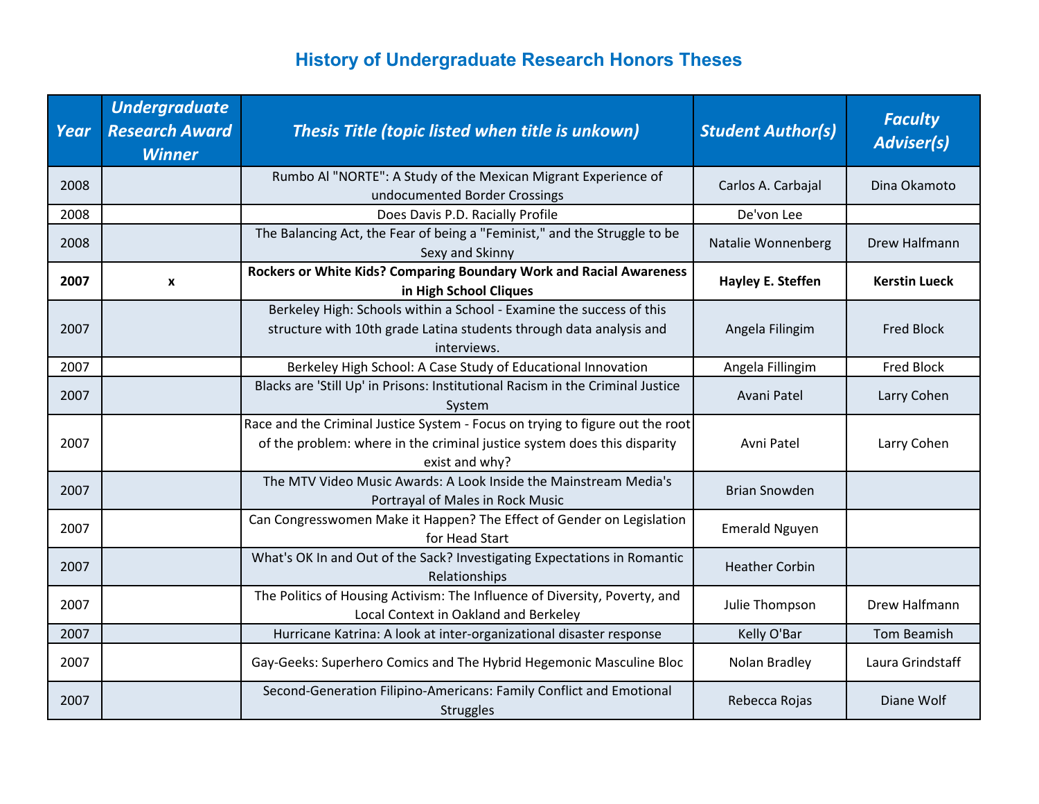# History of Undergraduate Research Honors Theses

| *Year* | *Undergraduate Research Award Winner* | *Thesis Title (topic listed when title is unkown)* | *Student Author(s)* | *Faculty Adviser(s)* |
|---|---|---|---|---|
| 2008 | | Rumbo Al "NORTE": A Study of the Mexican Migrant Experience of undocumented Border Crossings | Carlos A. Carbajal | Dina Okamoto |
| 2008 | | Does Davis P.D. Racially Profile | De'von Lee | |
| 2008 | | The Balancing Act, the Fear of being a "Feminist," and the Struggle to be Sexy and Skinny | Natalie Wonnenberg | Drew Halfmann |
| **2007** | **x** | **Rockers or White Kids? Comparing Boundary Work and Racial Awareness in High School Cliques** | **Hayley E. Steffen** | **Kerstin Lueck** |
| 2007 | | Berkeley High: Schools within a School - Examine the success of this structure with 10th grade Latina students through data analysis and interviews. | Angela Filingim | Fred Block |
| 2007 | | Berkeley High School: A Case Study of Educational Innovation | Angela Fillingim | Fred Block |
| 2007 | | Blacks are 'Still Up' in Prisons: Institutional Racism in the Criminal Justice System | Avani Patel | Larry Cohen |
| 2007 | | Race and the Criminal Justice System - Focus on trying to figure out the root of the problem: where in the criminal justice system does this disparity exist and why? | Avni Patel | Larry Cohen |
| 2007 | | The MTV Video Music Awards: A Look Inside the Mainstream Media's Portrayal of Males in Rock Music | Brian Snowden | |
| 2007 | | Can Congresswomen Make it Happen? The Effect of Gender on Legislation for Head Start | Emerald Nguyen | |
| 2007 | | What's OK In and Out of the Sack? Investigating Expectations in Romantic Relationships | Heather Corbin | |
| 2007 | | The Politics of Housing Activism: The Influence of Diversity, Poverty, and Local Context in Oakland and Berkeley | Julie Thompson | Drew Halfmann |
| 2007 | | Hurricane Katrina: A look at inter-organizational disaster response | Kelly O'Bar | Tom Beamish |
| 2007 | | Gay-Geeks: Superhero Comics and The Hybrid Hegemonic Masculine Bloc | Nolan Bradley | Laura Grindstaff |
| 2007 | | Second-Generation Filipino-Americans: Family Conflict and Emotional Struggles | Rebecca Rojas | Diane Wolf |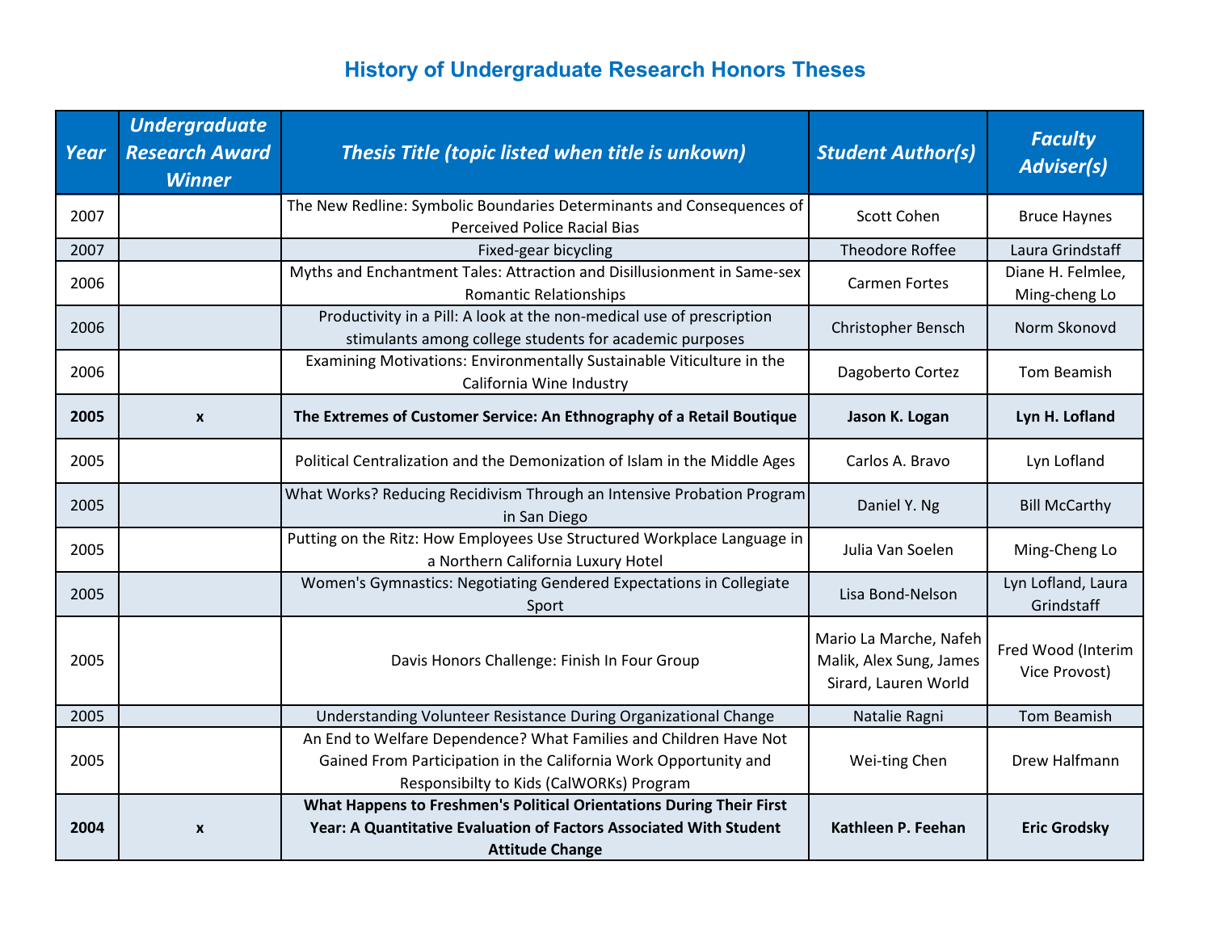# History of Undergraduate Research Honors Theses

| Year | Undergraduate Research Award Winner | Thesis Title (topic listed when title is unkown) | Student Author(s) | Faculty Adviser(s) |
|---|---|---|---|---|
| 2007 | | The New Redline: Symbolic Boundaries Determinants and Consequences of Perceived Police Racial Bias | Scott Cohen | Bruce Haynes |
| 2007 | | Fixed-gear bicycling | Theodore Roffee | Laura Grindstaff |
| 2006 | | Myths and Enchantment Tales: Attraction and Disillusionment in Same-sex Romantic Relationships | Carmen Fortes | Diane H. Felmlee, Ming-cheng Lo |
| 2006 | | Productivity in a Pill: A look at the non-medical use of prescription stimulants among college students for academic purposes | Christopher Bensch | Norm Skonovd |
| 2006 | | Examining Motivations: Environmentally Sustainable Viticulture in the California Wine Industry | Dagoberto Cortez | Tom Beamish |
| **2005** | **x** | **The Extremes of Customer Service: An Ethnography of a Retail Boutique** | **Jason K. Logan** | **Lyn H. Lofland** |
| 2005 | | Political Centralization and the Demonization of Islam in the Middle Ages | Carlos A. Bravo | Lyn Lofland |
| 2005 | | What Works? Reducing Recidivism Through an Intensive Probation Program in San Diego | Daniel Y. Ng | Bill McCarthy |
| 2005 | | Putting on the Ritz: How Employees Use Structured Workplace Language in a Northern California Luxury Hotel | Julia Van Soelen | Ming-Cheng Lo |
| 2005 | | Women's Gymnastics: Negotiating Gendered Expectations in Collegiate Sport | Lisa Bond-Nelson | Lyn Lofland, Laura Grindstaff |
| 2005 | | Davis Honors Challenge: Finish In Four Group | Mario La Marche, Nafeh Malik, Alex Sung, James Sirard, Lauren World | Fred Wood (Interim Vice Provost) |
| 2005 | | Understanding Volunteer Resistance During Organizational Change | Natalie Ragni | Tom Beamish |
| 2005 | | An End to Welfare Dependence? What Families and Children Have Not Gained From Participation in the California Work Opportunity and Responsibilty to Kids (CalWORKs) Program | Wei-ting Chen | Drew Halfmann |
| **2004** | **x** | **What Happens to Freshmen's Political Orientations During Their First Year: A Quantitative Evaluation of Factors Associated With Student Attitude Change** | **Kathleen P. Feehan** | **Eric Grodsky** |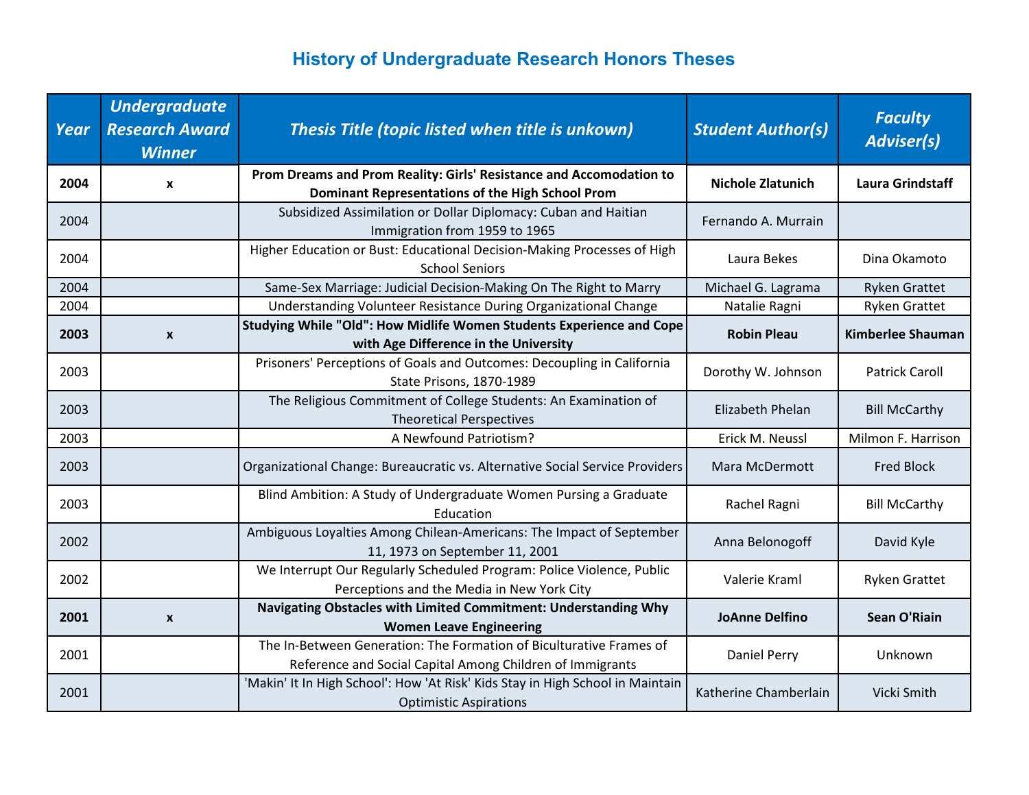# History of Undergraduate Research Honors Theses

| Year | Undergraduate Research Award Winner | Thesis Title (topic listed when title is unkown) | Student Author(s) | Faculty Adviser(s) |
|---|---|---|---|---|
| **2004** | **x** | **Prom Dreams and Prom Reality: Girls' Resistance and Accomodation to Dominant Representations of the High School Prom** | **Nichole Zlatunich** | **Laura Grindstaff** |
| 2004 | | Subsidized Assimilation or Dollar Diplomacy: Cuban and Haitian Immigration from 1959 to 1965 | Fernando A. Murrain | |
| 2004 | | Higher Education or Bust: Educational Decision-Making Processes of High School Seniors | Laura Bekes | Dina Okamoto |
| 2004 | | Same-Sex Marriage: Judicial Decision-Making On The Right to Marry | Michael G. Lagrama | Ryken Grattet |
| 2004 | | Understanding Volunteer Resistance During Organizational Change | Natalie Ragni | Ryken Grattet |
| **2003** | **x** | **Studying While "Old": How Midlife Women Students Experience and Cope with Age Difference in the University** | **Robin Pleau** | **Kimberlee Shauman** |
| 2003 | | Prisoners' Perceptions of Goals and Outcomes: Decoupling in California State Prisons, 1870-1989 | Dorothy W. Johnson | Patrick Caroll |
| 2003 | | The Religious Commitment of College Students: An Examination of Theoretical Perspectives | Elizabeth Phelan | Bill McCarthy |
| 2003 | | A Newfound Patriotism? | Erick M. Neussl | Milmon F. Harrison |
| 2003 | | Organizational Change: Bureaucratic vs. Alternative Social Service Providers | Mara McDermott | Fred Block |
| 2003 | | Blind Ambition: A Study of Undergraduate Women Pursing a Graduate Education | Rachel Ragni | Bill McCarthy |
| 2002 | | Ambiguous Loyalties Among Chilean-Americans: The Impact of September 11, 1973 on September 11, 2001 | Anna Belonogoff | David Kyle |
| 2002 | | We Interrupt Our Regularly Scheduled Program: Police Violence, Public Perceptions and the Media in New York City | Valerie Kraml | Ryken Grattet |
| **2001** | **x** | **Navigating Obstacles with Limited Commitment: Understanding Why Women Leave Engineering** | **JoAnne Delfino** | **Sean O'Riain** |
| 2001 | | The In-Between Generation: The Formation of Biculturative Frames of Reference and Social Capital Among Children of Immigrants | Daniel Perry | Unknown |
| 2001 | | 'Makin' It In High School': How 'At Risk' Kids Stay in High School in Maintain Optimistic Aspirations | Katherine Chamberlain | Vicki Smith |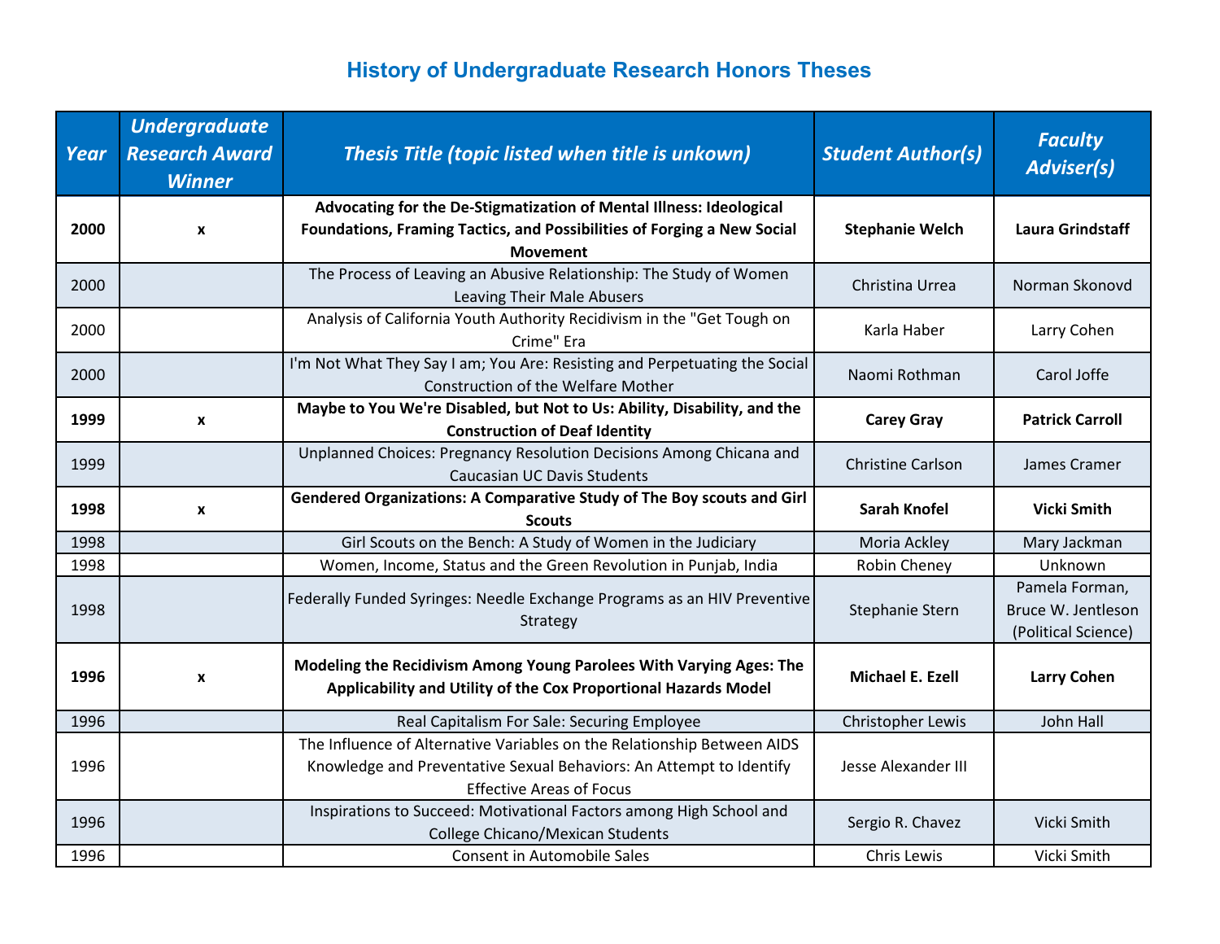# History of Undergraduate Research Honors Theses

| Year | Undergraduate Research Award Winner | Thesis Title (topic listed when title is unkown) | Student Author(s) | Faculty Adviser(s) |
|---|---|---|---|---|
| **2000** | **x** | **Advocating for the De-Stigmatization of Mental Illness: Ideological Foundations, Framing Tactics, and Possibilities of Forging a New Social Movement** | **Stephanie Welch** | **Laura Grindstaff** |
| 2000 | | The Process of Leaving an Abusive Relationship: The Study of Women Leaving Their Male Abusers | Christina Urrea | Norman Skonovd |
| 2000 | | Analysis of California Youth Authority Recidivism in the "Get Tough on Crime" Era | Karla Haber | Larry Cohen |
| 2000 | | I'm Not What They Say I am; You Are: Resisting and Perpetuating the Social Construction of the Welfare Mother | Naomi Rothman | Carol Joffe |
| **1999** | **x** | **Maybe to You We're Disabled, but Not to Us: Ability, Disability, and the Construction of Deaf Identity** | **Carey Gray** | **Patrick Carroll** |
| 1999 | | Unplanned Choices: Pregnancy Resolution Decisions Among Chicana and Caucasian UC Davis Students | Christine Carlson | James Cramer |
| **1998** | **x** | **Gendered Organizations: A Comparative Study of The Boy scouts and Girl Scouts** | **Sarah Knofel** | **Vicki Smith** |
| 1998 | | Girl Scouts on the Bench: A Study of Women in the Judiciary | Moria Ackley | Mary Jackman |
| 1998 | | Women, Income, Status and the Green Revolution in Punjab, India | Robin Cheney | Unknown |
| 1998 | | Federally Funded Syringes: Needle Exchange Programs as an HIV Preventive Strategy | Stephanie Stern | Pamela Forman, Bruce W. Jentleson (Political Science) |
| **1996** | **x** | **Modeling the Recidivism Among Young Parolees With Varying Ages: The Applicability and Utility of the Cox Proportional Hazards Model** | **Michael E. Ezell** | **Larry Cohen** |
| 1996 | | Real Capitalism For Sale: Securing Employee | Christopher Lewis | John Hall |
| 1996 | | The Influence of Alternative Variables on the Relationship Between AIDS Knowledge and Preventative Sexual Behaviors: An Attempt to Identify Effective Areas of Focus | Jesse Alexander III | |
| 1996 | | Inspirations to Succeed: Motivational Factors among High School and College Chicano/Mexican Students | Sergio R. Chavez | Vicki Smith |
| 1996 | | Consent in Automobile Sales | Chris Lewis | Vicki Smith |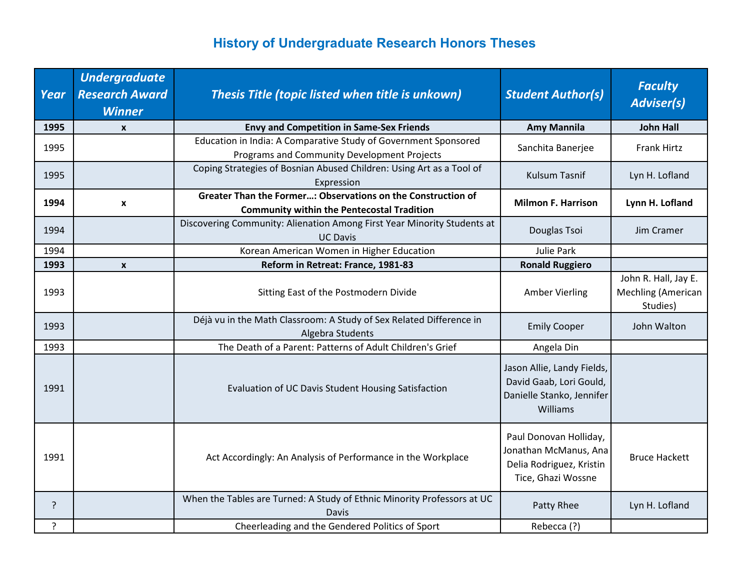# History of Undergraduate Research Honors Theses

| Year | Undergraduate Research Award Winner | Thesis Title (topic listed when title is unkown) | Student Author(s) | Faculty Adviser(s) |
|---|---|---|---|---|
| **1995** | **x** | **Envy and Competition in Same-Sex Friends** | **Amy Mannila** | **John Hall** |
| 1995 | | Education in India: A Comparative Study of Government Sponsored Programs and Community Development Projects | Sanchita Banerjee | Frank Hirtz |
| 1995 | | Coping Strategies of Bosnian Abused Children: Using Art as a Tool of Expression | Kulsum Tasnif | Lyn H. Lofland |
| **1994** | **x** | **Greater Than the Former…: Observations on the Construction of Community within the Pentecostal Tradition** | **Milmon F. Harrison** | **Lynn H. Lofland** |
| 1994 | | Discovering Community: Alienation Among First Year Minority Students at UC Davis | Douglas Tsoi | Jim Cramer |
| 1994 | | Korean American Women in Higher Education | Julie Park | |
| **1993** | **x** | **Reform in Retreat: France, 1981-83** | **Ronald Ruggiero** | |
| 1993 | | Sitting East of the Postmodern Divide | Amber Vierling | John R. Hall, Jay E. Mechling (American Studies) |
| 1993 | | Déjà vu in the Math Classroom: A Study of Sex Related Difference in Algebra Students | Emily Cooper | John Walton |
| 1993 | | The Death of a Parent: Patterns of Adult Children's Grief | Angela Din | |
| 1991 | | Evaluation of UC Davis Student Housing Satisfaction | Jason Allie, Landy Fields, David Gaab, Lori Gould, Danielle Stanko, Jennifer Williams | |
| 1991 | | Act Accordingly: An Analysis of Performance in the Workplace | Paul Donovan Holliday, Jonathan McManus, Ana Delia Rodriguez, Kristin Tice, Ghazi Wossne | Bruce Hackett |
| ? | | When the Tables are Turned: A Study of Ethnic Minority Professors at UC Davis | Patty Rhee | Lyn H. Lofland |
| ? | | Cheerleading and the Gendered Politics of Sport | Rebecca (?) | |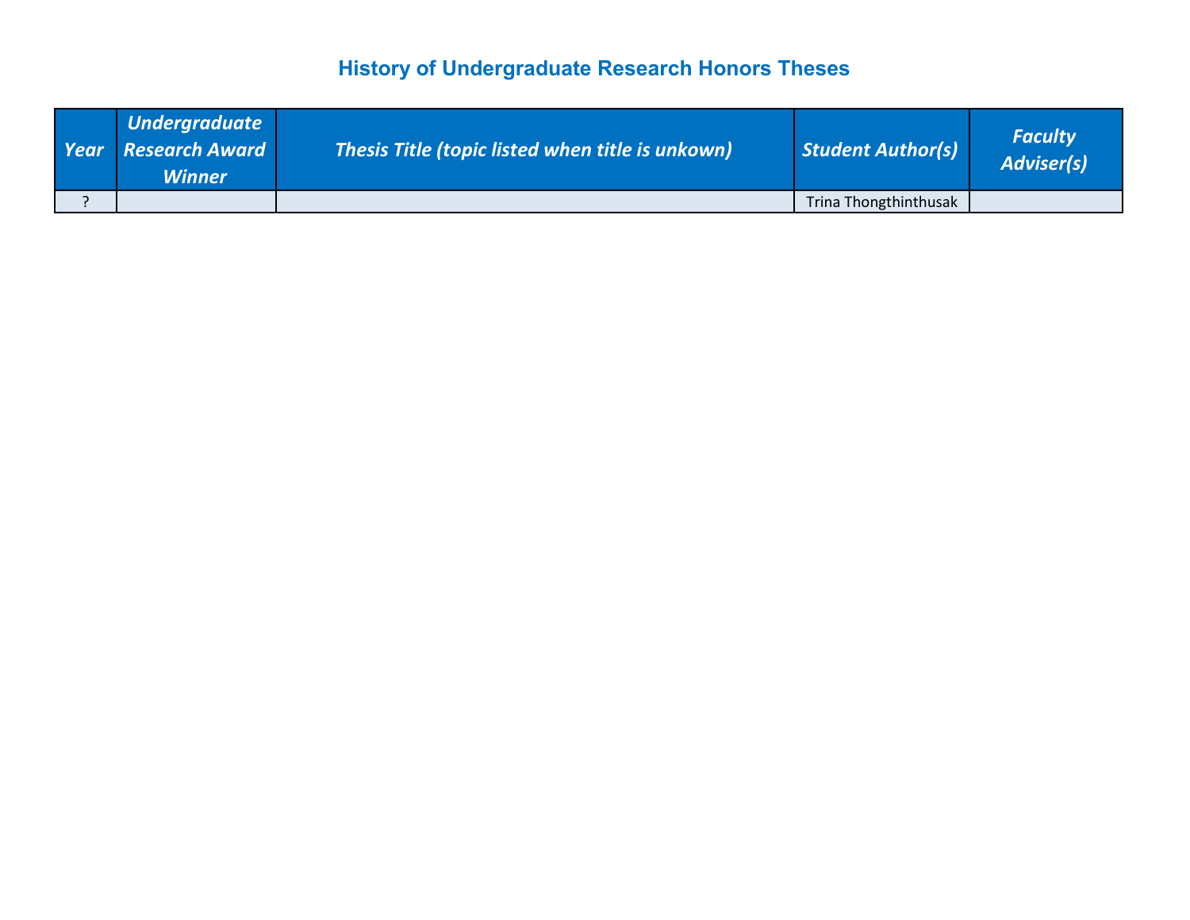# History of Undergraduate Research Honors Theses

| Year | Undergraduate Research Award Winner | Thesis Title (topic listed when title is unkown) | Student Author(s) | Faculty Adviser(s) |
|---|---|---|---|---|
| ? | | | Trina Thongthinthusak | |